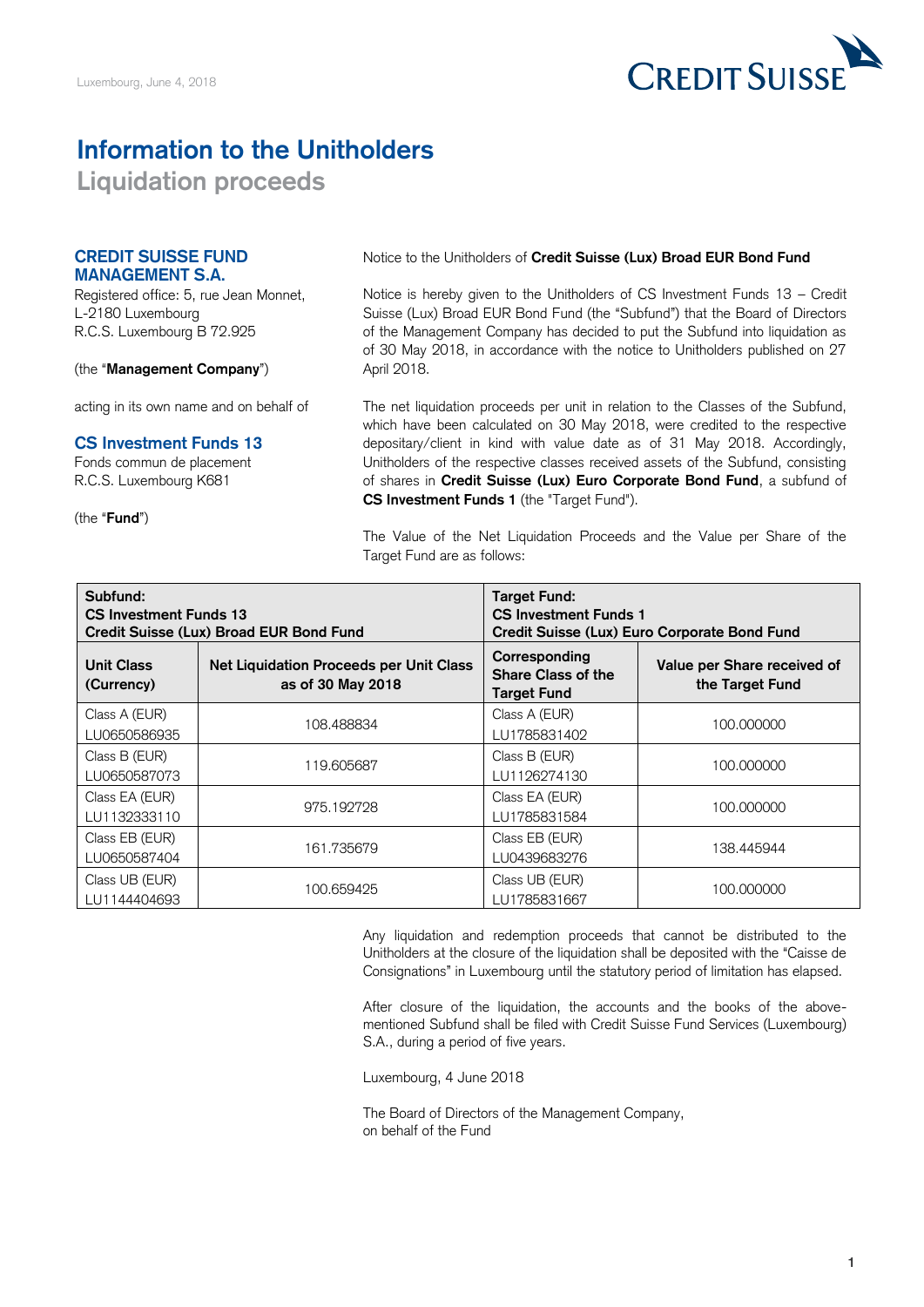Luxembourg, June 4, 2018

# Information to the Unitholders

## Liquidation proceeds

**CREDIT SUISSE FUND MANAGEMENT S.A.**
Registered office: 5, rue Jean Monnet,
L-2180 Luxembourg
R.C.S. Luxembourg B 72.925

(the "**Management Company**")

acting in its own name and on behalf of

**CS Investment Funds 13**
Fonds commun de placement
R.C.S. Luxembourg K681

(the "**Fund**")

Notice to the Unitholders of **Credit Suisse (Lux) Broad EUR Bond Fund**

Notice is hereby given to the Unitholders of CS Investment Funds 13 – Credit Suisse (Lux) Broad EUR Bond Fund (the "Subfund") that the Board of Directors of the Management Company has decided to put the Subfund into liquidation as of 30 May 2018, in accordance with the notice to Unitholders published on 27 April 2018.

The net liquidation proceeds per unit in relation to the Classes of the Subfund, which have been calculated on 30 May 2018, were credited to the respective depositary/client in kind with value date as of 31 May 2018. Accordingly, Unitholders of the respective classes received assets of the Subfund, consisting of shares in **Credit Suisse (Lux) Euro Corporate Bond Fund**, a subfund of **CS Investment Funds 1** (the "Target Fund").

The Value of the Net Liquidation Proceeds and the Value per Share of the Target Fund are as follows:

| **Subfund: CS Investment Funds 13 Credit Suisse (Lux) Broad EUR Bond Fund** | | **Target Fund: CS Investment Funds 1 Credit Suisse (Lux) Euro Corporate Bond Fund** | |
|---|---|---|---|
| **Unit Class (Currency)** | **Net Liquidation Proceeds per Unit Class as of 30 May 2018** | **Corresponding Share Class of the Target Fund** | **Value per Share received of the Target Fund** |
| Class A (EUR) LU0650586935 | 108.488834 | Class A (EUR) LU1785831402 | 100.000000 |
| Class B (EUR) LU0650587073 | 119.605687 | Class B (EUR) LU1126274130 | 100.000000 |
| Class EA (EUR) LU1132333110 | 975.192728 | Class EA (EUR) LU1785831584 | 100.000000 |
| Class EB (EUR) LU0650587404 | 161.735679 | Class EB (EUR) LU0439683276 | 138.445944 |
| Class UB (EUR) LU1144404693 | 100.659425 | Class UB (EUR) LU1785831667 | 100.000000 |

Any liquidation and redemption proceeds that cannot be distributed to the Unitholders at the closure of the liquidation shall be deposited with the "Caisse de Consignations" in Luxembourg until the statutory period of limitation has elapsed.

After closure of the liquidation, the accounts and the books of the above-mentioned Subfund shall be filed with Credit Suisse Fund Services (Luxembourg) S.A., during a period of five years.

Luxembourg, 4 June 2018

The Board of Directors of the Management Company,
on behalf of the Fund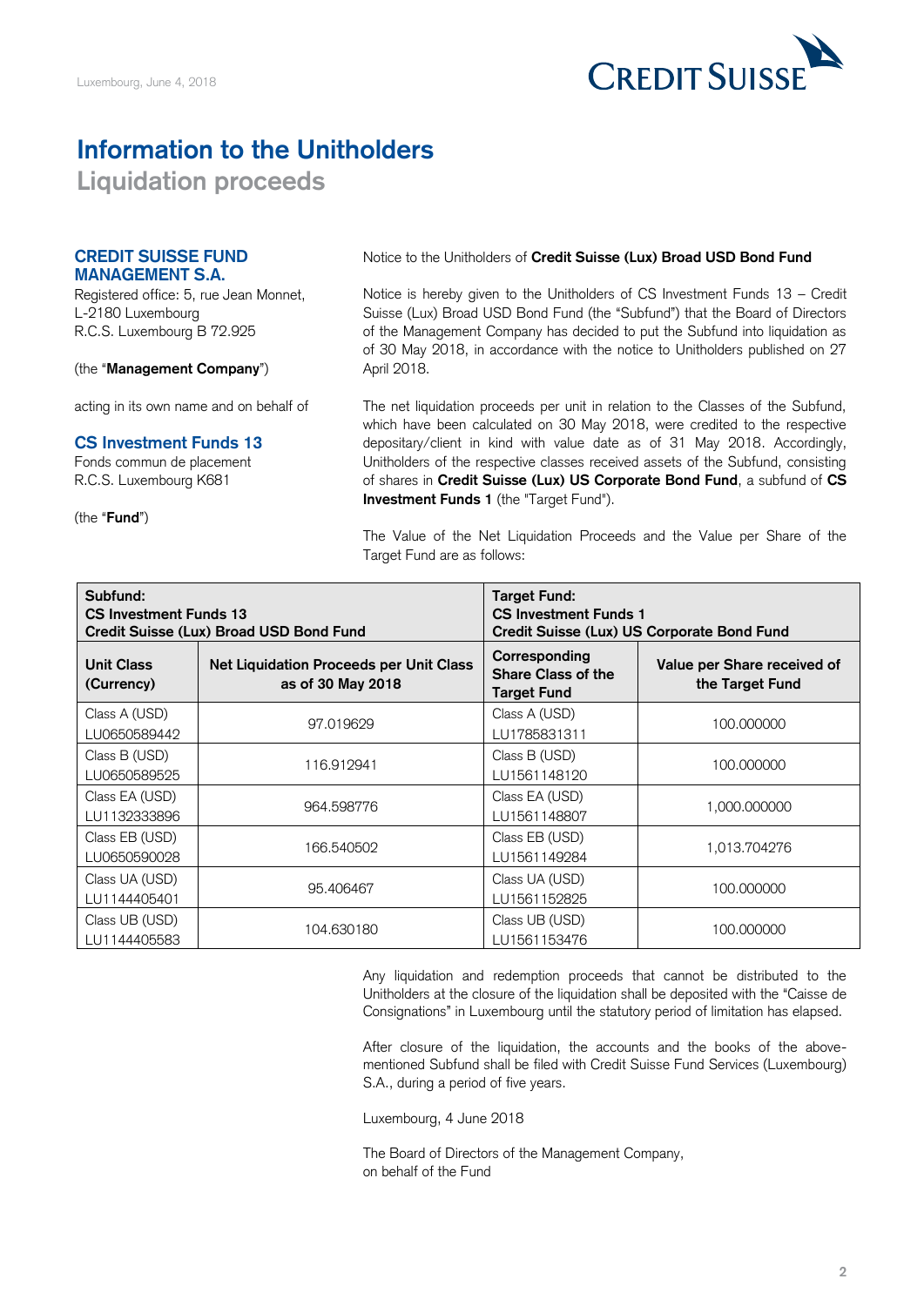Luxembourg, June 4, 2018

# Information to the Unitholders

## Liquidation proceeds

**CREDIT SUISSE FUND MANAGEMENT S.A.**
Registered office: 5, rue Jean Monnet,
L-2180 Luxembourg
R.C.S. Luxembourg B 72.925

(the "**Management Company**")

acting in its own name and on behalf of

**CS Investment Funds 13**
Fonds commun de placement
R.C.S. Luxembourg K681

(the "**Fund**")

Notice to the Unitholders of **Credit Suisse (Lux) Broad USD Bond Fund**

Notice is hereby given to the Unitholders of CS Investment Funds 13 – Credit Suisse (Lux) Broad USD Bond Fund (the "Subfund") that the Board of Directors of the Management Company has decided to put the Subfund into liquidation as of 30 May 2018, in accordance with the notice to Unitholders published on 27 April 2018.

The net liquidation proceeds per unit in relation to the Classes of the Subfund, which have been calculated on 30 May 2018, were credited to the respective depositary/client in kind with value date as of 31 May 2018. Accordingly, Unitholders of the respective classes received assets of the Subfund, consisting of shares in **Credit Suisse (Lux) US Corporate Bond Fund**, a subfund of **CS Investment Funds 1** (the "Target Fund").

The Value of the Net Liquidation Proceeds and the Value per Share of the Target Fund are as follows:

| **Subfund: CS Investment Funds 13 Credit Suisse (Lux) Broad USD Bond Fund** | | **Target Fund: CS Investment Funds 1 Credit Suisse (Lux) US Corporate Bond Fund** | |
|---|---|---|---|
| **Unit Class (Currency)** | **Net Liquidation Proceeds per Unit Class as of 30 May 2018** | **Corresponding Share Class of the Target Fund** | **Value per Share received of the Target Fund** |
| Class A (USD) LU0650589442 | 97.019629 | Class A (USD) LU1785831311 | 100.000000 |
| Class B (USD) LU0650589525 | 116.912941 | Class B (USD) LU1561148120 | 100.000000 |
| Class EA (USD) LU1132333896 | 964.598776 | Class EA (USD) LU1561148807 | 1,000.000000 |
| Class EB (USD) LU0650590028 | 166.540502 | Class EB (USD) LU1561149284 | 1,013.704276 |
| Class UA (USD) LU1144405401 | 95.406467 | Class UA (USD) LU1561152825 | 100.000000 |
| Class UB (USD) LU1144405583 | 104.630180 | Class UB (USD) LU1561153476 | 100.000000 |

Any liquidation and redemption proceeds that cannot be distributed to the Unitholders at the closure of the liquidation shall be deposited with the "Caisse de Consignations" in Luxembourg until the statutory period of limitation has elapsed.

After closure of the liquidation, the accounts and the books of the above-mentioned Subfund shall be filed with Credit Suisse Fund Services (Luxembourg) S.A., during a period of five years.

Luxembourg, 4 June 2018

The Board of Directors of the Management Company,
on behalf of the Fund